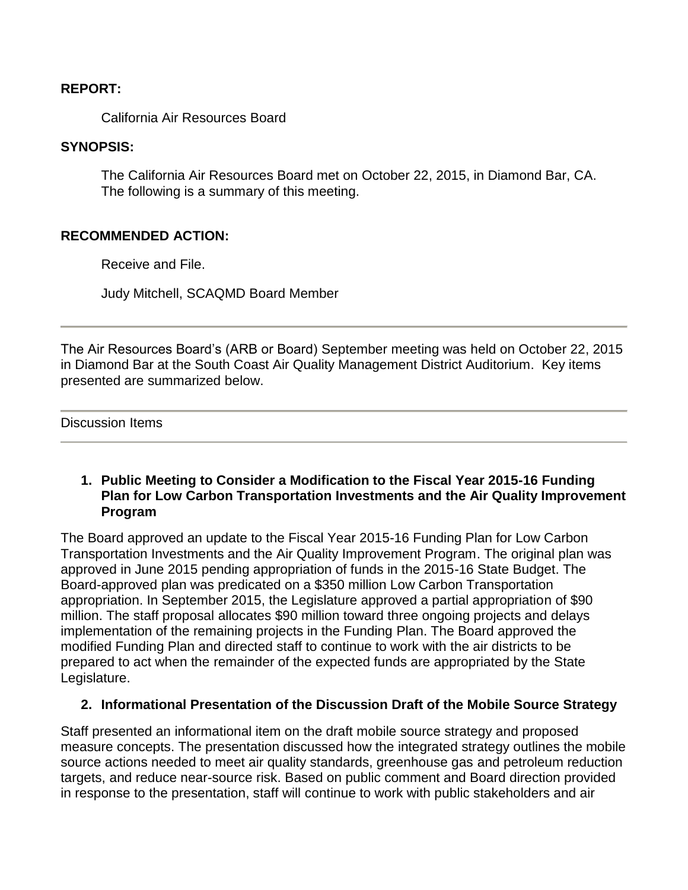**REPORT:**

California Air Resources Board

**SYNOPSIS:**

The California Air Resources Board met on October 22, 2015, in Diamond Bar, CA. The following is a summary of this meeting.

**RECOMMENDED ACTION:**

Receive and File.

Judy Mitchell, SCAQMD Board Member

---

The Air Resources Board's (ARB or Board) September meeting was held on October 22, 2015 in Diamond Bar at the South Coast Air Quality Management District Auditorium. Key items presented are summarized below.

---

Discussion Items

---

**1. Public Meeting to Consider a Modification to the Fiscal Year 2015-16 Funding Plan for Low Carbon Transportation Investments and the Air Quality Improvement Program**

The Board approved an update to the Fiscal Year 2015-16 Funding Plan for Low Carbon Transportation Investments and the Air Quality Improvement Program. The original plan was approved in June 2015 pending appropriation of funds in the 2015-16 State Budget. The Board-approved plan was predicated on a $350 million Low Carbon Transportation appropriation. In September 2015, the Legislature approved a partial appropriation of $90 million. The staff proposal allocates $90 million toward three ongoing projects and delays implementation of the remaining projects in the Funding Plan. The Board approved the modified Funding Plan and directed staff to continue to work with the air districts to be prepared to act when the remainder of the expected funds are appropriated by the State Legislature.

**2. Informational Presentation of the Discussion Draft of the Mobile Source Strategy**

Staff presented an informational item on the draft mobile source strategy and proposed measure concepts. The presentation discussed how the integrated strategy outlines the mobile source actions needed to meet air quality standards, greenhouse gas and petroleum reduction targets, and reduce near-source risk. Based on public comment and Board direction provided in response to the presentation, staff will continue to work with public stakeholders and air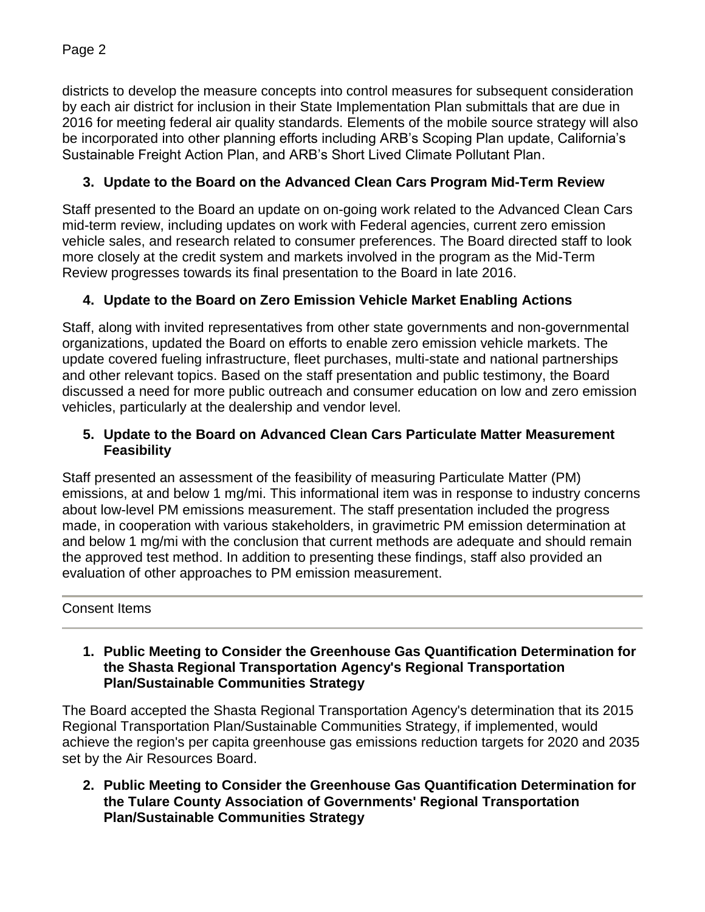districts to develop the measure concepts into control measures for subsequent consideration by each air district for inclusion in their State Implementation Plan submittals that are due in 2016 for meeting federal air quality standards. Elements of the mobile source strategy will also be incorporated into other planning efforts including ARB's Scoping Plan update, California's Sustainable Freight Action Plan, and ARB's Short Lived Climate Pollutant Plan.

**3. Update to the Board on the Advanced Clean Cars Program Mid-Term Review**

Staff presented to the Board an update on on-going work related to the Advanced Clean Cars mid-term review, including updates on work with Federal agencies, current zero emission vehicle sales, and research related to consumer preferences. The Board directed staff to look more closely at the credit system and markets involved in the program as the Mid-Term Review progresses towards its final presentation to the Board in late 2016.

**4. Update to the Board on Zero Emission Vehicle Market Enabling Actions**

Staff, along with invited representatives from other state governments and non-governmental organizations, updated the Board on efforts to enable zero emission vehicle markets. The update covered fueling infrastructure, fleet purchases, multi-state and national partnerships and other relevant topics. Based on the staff presentation and public testimony, the Board discussed a need for more public outreach and consumer education on low and zero emission vehicles, particularly at the dealership and vendor level.

**5. Update to the Board on Advanced Clean Cars Particulate Matter Measurement Feasibility**

Staff presented an assessment of the feasibility of measuring Particulate Matter (PM) emissions, at and below 1 mg/mi. This informational item was in response to industry concerns about low-level PM emissions measurement. The staff presentation included the progress made, in cooperation with various stakeholders, in gravimetric PM emission determination at and below 1 mg/mi with the conclusion that current methods are adequate and should remain the approved test method. In addition to presenting these findings, staff also provided an evaluation of other approaches to PM emission measurement.

---

Consent Items

---

**1. Public Meeting to Consider the Greenhouse Gas Quantification Determination for the Shasta Regional Transportation Agency's Regional Transportation Plan/Sustainable Communities Strategy**

The Board accepted the Shasta Regional Transportation Agency's determination that its 2015 Regional Transportation Plan/Sustainable Communities Strategy, if implemented, would achieve the region's per capita greenhouse gas emissions reduction targets for 2020 and 2035 set by the Air Resources Board.

**2. Public Meeting to Consider the Greenhouse Gas Quantification Determination for the Tulare County Association of Governments' Regional Transportation Plan/Sustainable Communities Strategy**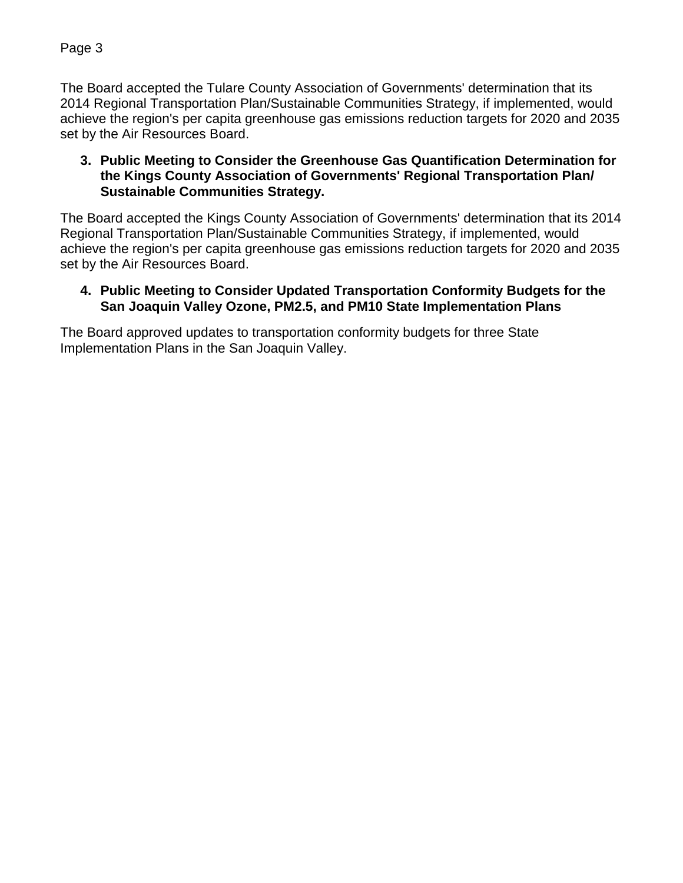The Board accepted the Tulare County Association of Governments' determination that its 2014 Regional Transportation Plan/Sustainable Communities Strategy, if implemented, would achieve the region's per capita greenhouse gas emissions reduction targets for 2020 and 2035 set by the Air Resources Board.

3. **Public Meeting to Consider the Greenhouse Gas Quantification Determination for the Kings County Association of Governments' Regional Transportation Plan/ Sustainable Communities Strategy.**

The Board accepted the Kings County Association of Governments' determination that its 2014 Regional Transportation Plan/Sustainable Communities Strategy, if implemented, would achieve the region's per capita greenhouse gas emissions reduction targets for 2020 and 2035 set by the Air Resources Board.

4. **Public Meeting to Consider Updated Transportation Conformity Budgets for the San Joaquin Valley Ozone, PM2.5, and PM10 State Implementation Plans**

The Board approved updates to transportation conformity budgets for three State Implementation Plans in the San Joaquin Valley.